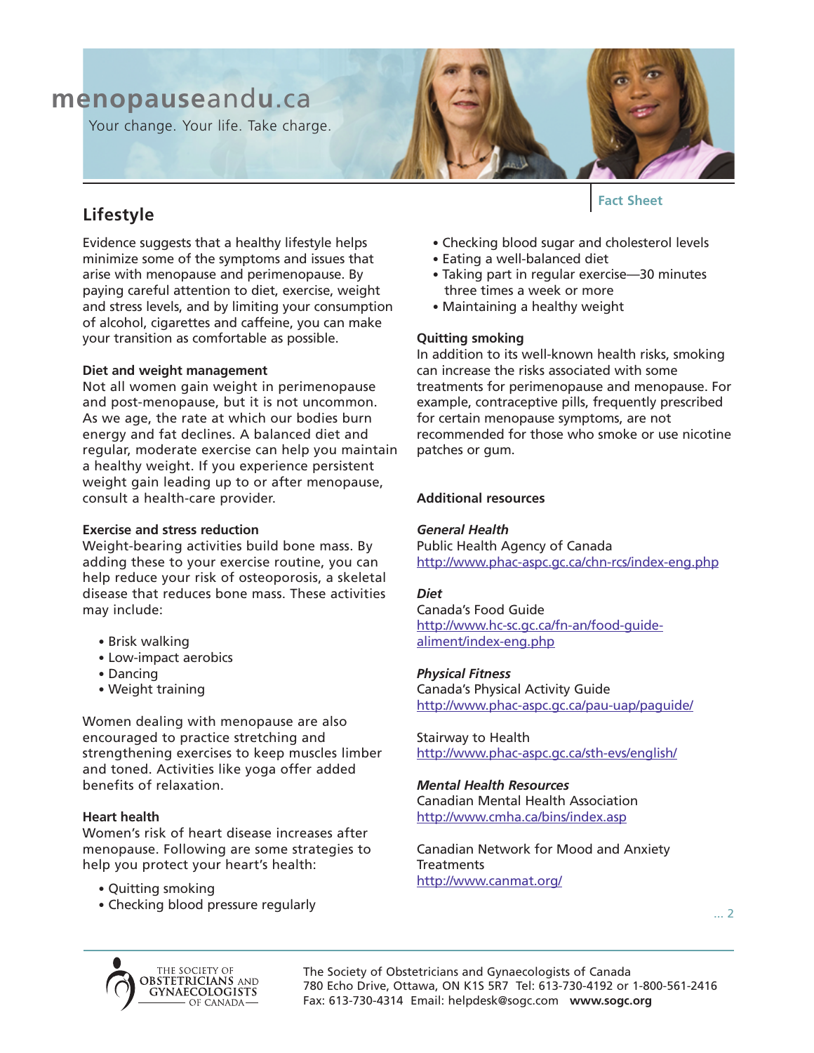menopauseandu.ca

Your change. Your life. Take charge.

Fact Sheet

## Lifestyle

Evidence suggests that a healthy lifestyle helps minimize some of the symptoms and issues that arise with menopause and perimenopause. By paying careful attention to diet, exercise, weight and stress levels, and by limiting your consumption of alcohol, cigarettes and caffeine, you can make your transition as comfortable as possible.

### Diet and weight management

Not all women gain weight in perimenopause and post-menopause, but it is not uncommon. As we age, the rate at which our bodies burn energy and fat declines. A balanced diet and regular, moderate exercise can help you maintain a healthy weight. If you experience persistent weight gain leading up to or after menopause, consult a health-care provider.

### Exercise and stress reduction

Weight-bearing activities build bone mass. By adding these to your exercise routine, you can help reduce your risk of osteoporosis, a skeletal disease that reduces bone mass. These activities may include:

- Brisk walking
- Low-impact aerobics
- Dancing
- Weight training

Women dealing with menopause are also encouraged to practice stretching and strengthening exercises to keep muscles limber and toned. Activities like yoga offer added benefits of relaxation.

### Heart health

Women's risk of heart disease increases after menopause. Following are some strategies to help you protect your heart's health:

- Quitting smoking
- Checking blood pressure regularly
- Checking blood sugar and cholesterol levels
- Eating a well-balanced diet
- Taking part in regular exercise—30 minutes three times a week or more
- Maintaining a healthy weight

### Quitting smoking

In addition to its well-known health risks, smoking can increase the risks associated with some treatments for perimenopause and menopause. For example, contraceptive pills, frequently prescribed for certain menopause symptoms, are not recommended for those who smoke or use nicotine patches or gum.

### Additional resources

***General Health***

Public Health Agency of Canada
http://www.phac-aspc.gc.ca/chn-rcs/index-eng.php

***Diet***

Canada's Food Guide
http://www.hc-sc.gc.ca/fn-an/food-guide-aliment/index-eng.php

***Physical Fitness***

Canada's Physical Activity Guide
http://www.phac-aspc.gc.ca/pau-uap/paguide/

Stairway to Health
http://www.phac-aspc.gc.ca/sth-evs/english/

***Mental Health Resources***

Canadian Mental Health Association
http://www.cmha.ca/bins/index.asp

Canadian Network for Mood and Anxiety Treatments
http://www.canmat.org/

... 2

The Society of Obstetricians and Gynaecologists of Canada
780 Echo Drive, Ottawa, ON K1S 5R7 Tel: 613-730-4192 or 1-800-561-2416
Fax: 613-730-4314 Email: helpdesk@sogc.com **www.sogc.org**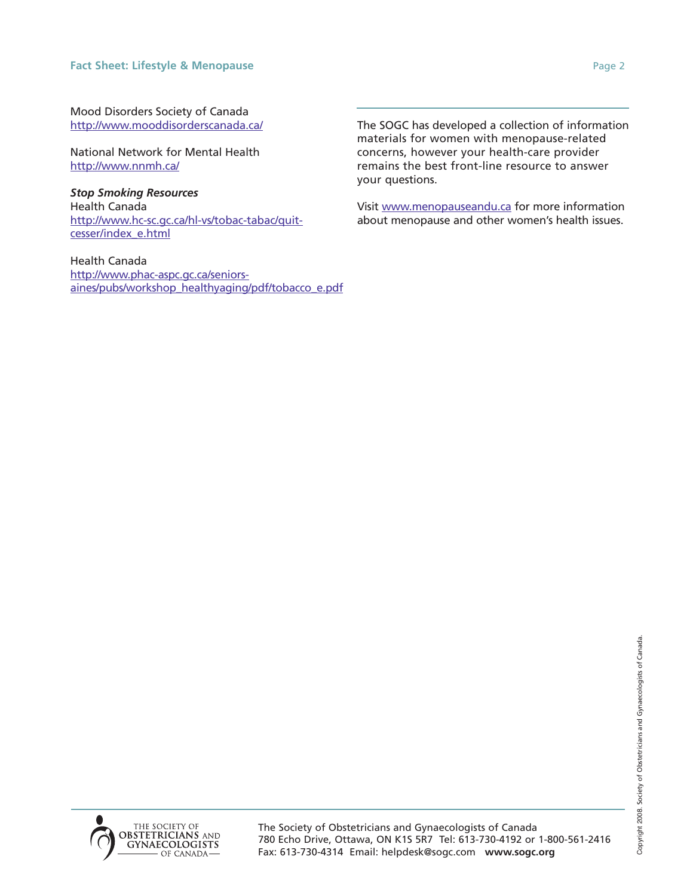Mood Disorders Society of Canada
http://www.mooddisorderscanada.ca/

National Network for Mental Health
http://www.nnmh.ca/

***Stop Smoking Resources***

Health Canada
http://www.hc-sc.gc.ca/hl-vs/tobac-tabac/quit-cesser/index_e.html

Health Canada
http://www.phac-aspc.gc.ca/seniors-aines/pubs/workshop_healthyaging/pdf/tobacco_e.pdf

---

The SOGC has developed a collection of information materials for women with menopause-related concerns, however your health-care provider remains the best front-line resource to answer your questions.

Visit www.menopauseandu.ca for more information about menopause and other women's health issues.

---

THE SOCIETY OF OBSTETRICIANS AND GYNAECOLOGISTS OF CANADA

The Society of Obstetricians and Gynaecologists of Canada
780 Echo Drive, Ottawa, ON K1S 5R7 Tel: 613-730-4192 or 1-800-561-2416
Fax: 613-730-4314 Email: helpdesk@sogc.com **www.sogc.org**

Copyright 2008. Society of Obstetricians and Gynaecologists of Canada.